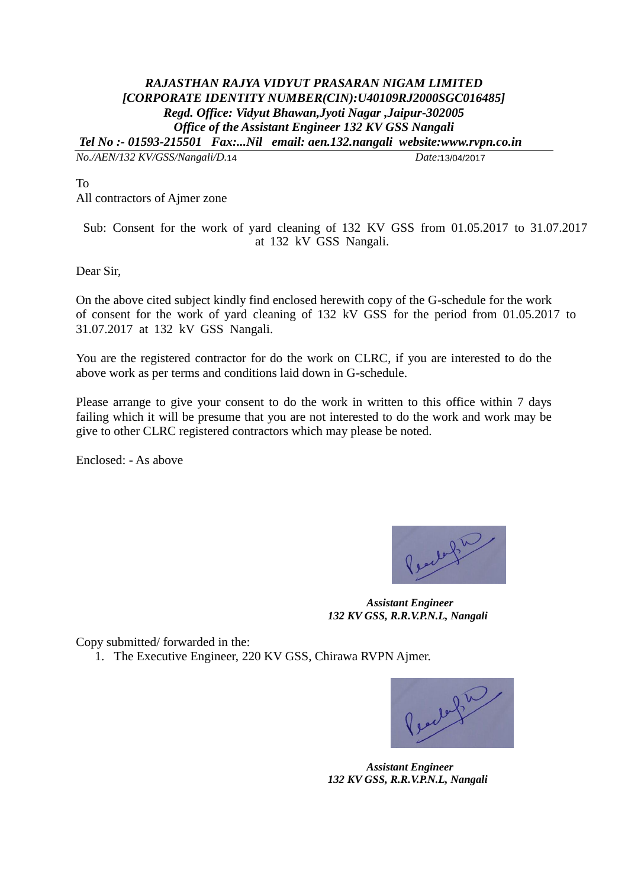***RAJASTHAN RAJYA VIDYUT PRASARAN NIGAM LIMITED***
***[CORPORATE IDENTITY NUMBER(CIN):U40109RJ2000SGC016485]***
***Regd. Office: Vidyut Bhawan,Jyoti Nagar ,Jaipur-302005***
***Office of the Assistant Engineer 132 KV GSS Nangali***
***Tel No :- 01593-215501 Fax:...Nil email: aen.132.nangali website:www.rvpn.co.in***

*No./AEN/132 KV/GSS/Nangali/D.*14 *Date:*13/04/2017

To
All contractors of Ajmer zone

Sub: Consent for the work of yard cleaning of 132 KV GSS from 01.05.2017 to 31.07.2017 at 132 kV GSS Nangali.

Dear Sir,

On the above cited subject kindly find enclosed herewith copy of the G-schedule for the work of consent for the work of yard cleaning of 132 kV GSS for the period from 01.05.2017 to 31.07.2017 at 132 kV GSS Nangali.

You are the registered contractor for do the work on CLRC, if you are interested to do the above work as per terms and conditions laid down in G-schedule.

Please arrange to give your consent to do the work in written to this office within 7 days failing which it will be presume that you are not interested to do the work and work may be give to other CLRC registered contractors which may please be noted.

Enclosed: - As above

***Assistant Engineer***
***132 KV GSS, R.R.V.P.N.L, Nangali***

Copy submitted/ forwarded in the:

1. The Executive Engineer, 220 KV GSS, Chirawa RVPN Ajmer.

***Assistant Engineer***
***132 KV GSS, R.R.V.P.N.L, Nangali***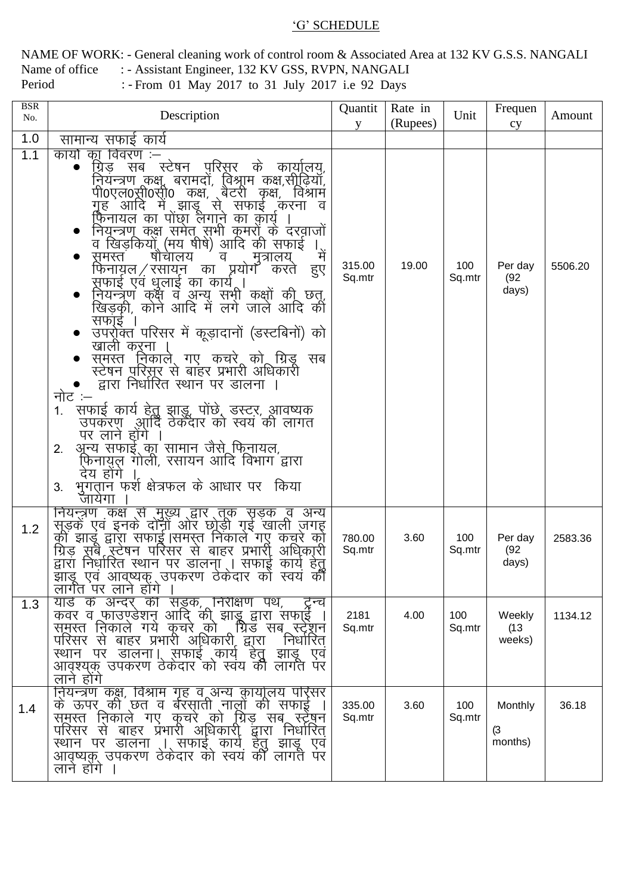'G' SCHEDULE

NAME OF WORK: - General cleaning work of control room & Associated Area at 132 KV G.S.S. NANGALI
Name of office : - Assistant Engineer, 132 KV GSS, RVPN, NANGALI
Period : - From 01 May 2017 to 31 July 2017 i.e 92 Days

| BSR No. | Description | Quantity | Rate in (Rupees) | Unit | Frequency | Amount |
|---|---|---|---|---|---|---|
| 1.0 | सामान्य सफाई कार्य | | | | | |
| 1.1 | कार्यो का विवरण :– <br>● ग्रिड़ सब स्टेषन परिसर के कार्यालय, नियन्त्रण कक्ष, बरामदों, विश्राम कक्ष,सीढ़ियॉं, पी0एल0सी0सी0 कक्ष, बैटरी कक्ष, विश्राम गृह आदि में झाडू से सफाई करना व फिनायल का पोंछा लगाने का कार्य । <br>● नियन्त्रण कक्ष समेत सभी कमरों के दरवाजों व खिड़कियों (मय षीषे) आदि की सफाई । <br>● समस्त षौचालय व मुत्रालय में फिनायल/रसायन का प्रयोग करते हुए सफाई एवं धुलाई का कार्य । <br>● नियन्त्रण कक्ष व अन्य सभी कक्षों की छत, खिड़की, कोने आदि में लगे जाले आदि की सफाई । <br>● उपरोक्त परिसर में कूड़ादानों (डस्टबिनों) को खाली करना । <br>● समस्त निकाले गए कचरे को ग्रिड़ सब स्टेषन परिसर से बाहर प्रभारी अधिकारी <br>● द्वारा निर्धारित स्थान पर डालना । <br>नोट :– <br>1. सफाई कार्य हेतु झाडू, पोंछे, डस्टर, आवष्यक उपकरण आदि ठेकेदार को स्वयं की लागत पर लाने होंगे । <br>2. अन्य सफाई का सामान जैसे फिनायल, फिनायल गोली, रसायन आदि विभाग द्वारा देय होंगे । <br>3. भुगतान फर्श क्षेत्रफल के आधार पर किया जायेगा । | 315.00 Sq.mtr | 19.00 | 100 Sq.mtr | Per day (92 days) | 5506.20 |
| 1.2 | नियन्त्रण कक्ष से मुख्य द्वार तक सड़क व अन्य सड़कें एवं इनके दोनों ओर छोड़ी गई खाली जगह की झाडू द्वारा सफाई ।समस्त निकाले गए कचरे को ग्रिड़ सब स्टेषन परिसर से बाहर प्रभारी अधिकारी द्वारा निर्धारित स्थान पर डालना । सफाई कार्य हेतु झाडू एवं आवष्यक उपकरण ठेकेदार को स्वयं की लागत पर लाने होंगे । | 780.00 Sq.mtr | 3.60 | 100 Sq.mtr | Per day (92 days) | 2583.36 |
| 1.3 | यार्ड के अन्दर की सड़क, निरीक्षण पथ, ट्रेन्च कवर व फाउण्डेशन आदि की झाडू द्वारा सफाई । समस्त निकाले गये कचरे को ग्रिड सब स्टेशन परिसर से बाहर प्रभारी अधिकारी द्वारा निर्धारित स्थान पर डालना। सफाई कार्य हेतु झाडू एवं आवष्यक उपकरण ठेकेदार को स्वंय की लागत पर लाने होंगे | 2181 Sq.mtr | 4.00 | 100 Sq.mtr | Weekly (13 weeks) | 1134.12 |
| 1.4 | नियन्त्रण कक्ष, विश्राम गृह व अन्य कार्यालय परिसर के ऊपर की छत व बरसाती नालों की सफाई । समस्त निकाले गए कचरे को ग्रिड़ सब स्टेषन परिसर से बाहर प्रभारी अधिकारी द्वारा निर्धारित स्थान पर डालना । सफाई कार्य हेतु झाडू एवं आवष्यक उपकरण ठेकेदार को स्वयं की लागत पर लाने होंगे । | 335.00 Sq.mtr | 3.60 | 100 Sq.mtr | Monthly (3 months) | 36.18 |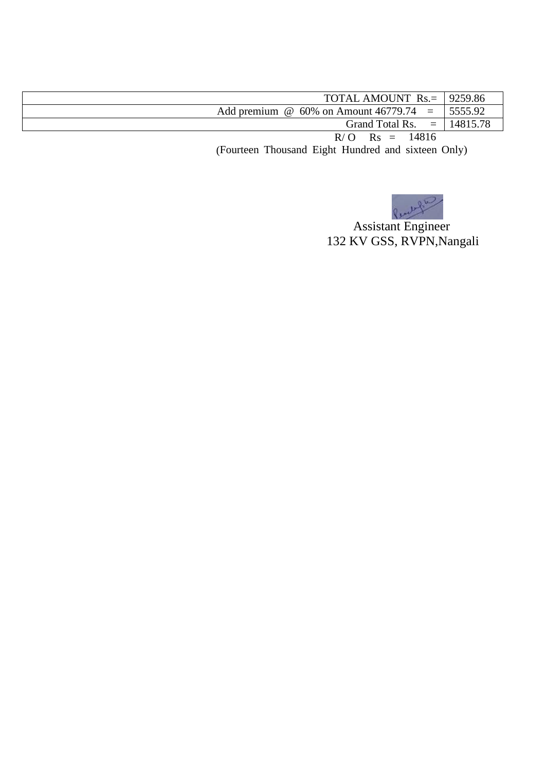| | |
|---|---|
| TOTAL AMOUNT Rs.= | 9259.86 |
| Add premium @ 60% on Amount 46779.74 = | 5555.92 |
| Grand Total Rs. = | 14815.78 |

R/ O Rs = 14816

(Fourteen Thousand Eight Hundred and sixteen Only)

Assistant Engineer
132 KV GSS, RVPN,Nangali